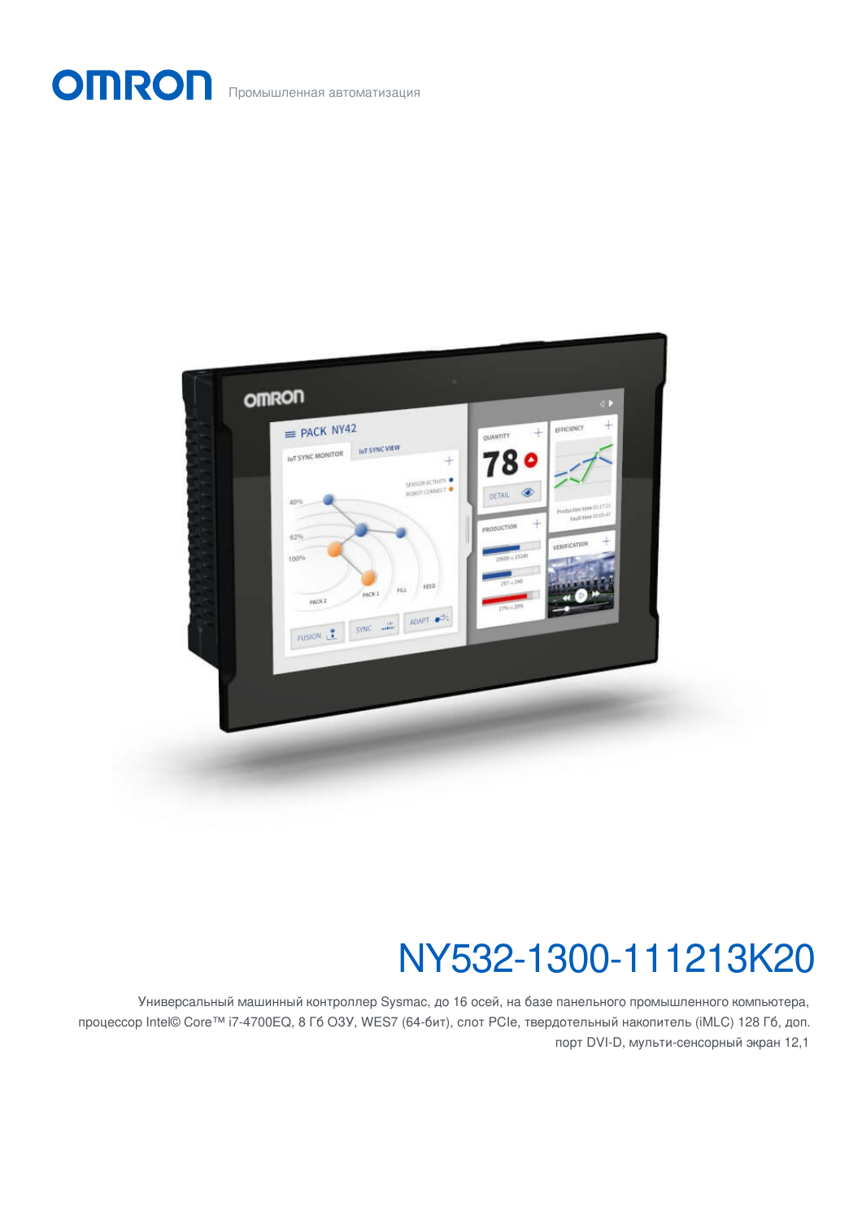OMRON Промышленная автоматизация

# NY532-1300-111213K20

Универсальный машинный контроллер Sysmac, до 16 осей, на базе панельного промышленного компьютера, процессор Intel© Core™ i7-4700EQ, 8 Гб ОЗУ, WES7 (64-бит), слот PCIe, твердотельный накопитель (iMLC) 128 Гб, доп. порт DVI-D, мульти-сенсорный экран 12,1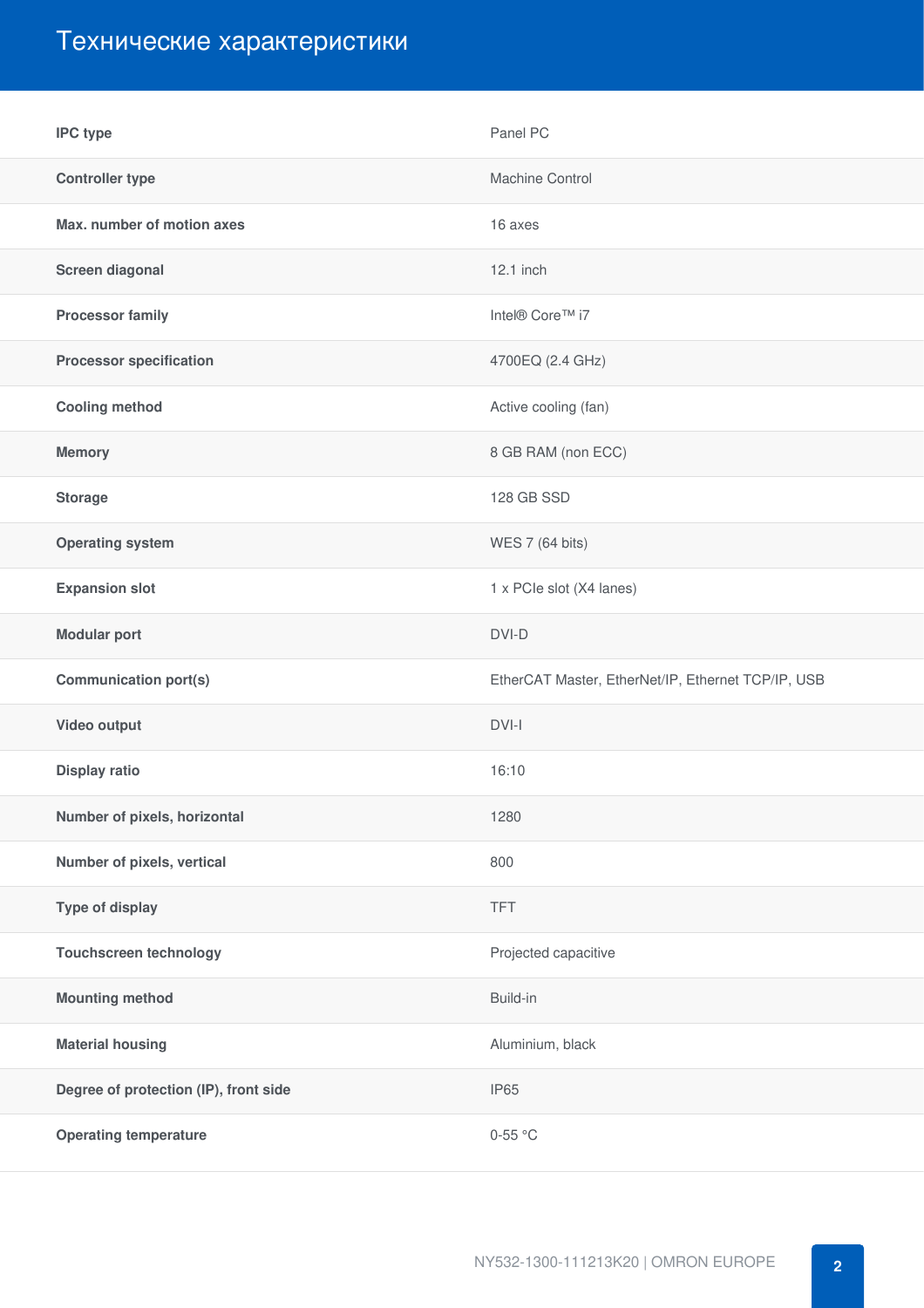# Технические характеристики

| | |
|---|---|
| **IPC type** | Panel PC |
| **Controller type** | Machine Control |
| **Max. number of motion axes** | 16 axes |
| **Screen diagonal** | 12.1 inch |
| **Processor family** | Intel® Core™ i7 |
| **Processor specification** | 4700EQ (2.4 GHz) |
| **Cooling method** | Active cooling (fan) |
| **Memory** | 8 GB RAM (non ECC) |
| **Storage** | 128 GB SSD |
| **Operating system** | WES 7 (64 bits) |
| **Expansion slot** | 1 x PCIe slot (X4 lanes) |
| **Modular port** | DVI-D |
| **Communication port(s)** | EtherCAT Master, EtherNet/IP, Ethernet TCP/IP, USB |
| **Video output** | DVI-I |
| **Display ratio** | 16:10 |
| **Number of pixels, horizontal** | 1280 |
| **Number of pixels, vertical** | 800 |
| **Type of display** | TFT |
| **Touchscreen technology** | Projected capacitive |
| **Mounting method** | Build-in |
| **Material housing** | Aluminium, black |
| **Degree of protection (IP), front side** | IP65 |
| **Operating temperature** | 0-55 °C |

NY532-1300-111213K20 | OMRON EUROPE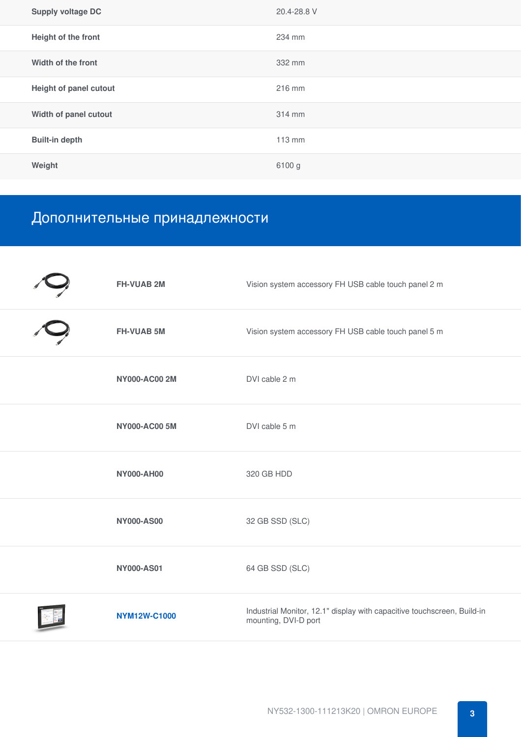| | |
|---|---|
| **Supply voltage DC** | 20.4-28.8 V |
| **Height of the front** | 234 mm |
| **Width of the front** | 332 mm |
| **Height of panel cutout** | 216 mm |
| **Width of panel cutout** | 314 mm |
| **Built-in depth** | 113 mm |
| **Weight** | 6100 g |

## Дополнительные принадлежности

| | | |
|---|---|---|
| | **FH-VUAB 2M** | Vision system accessory FH USB cable touch panel 2 m |
| | **FH-VUAB 5M** | Vision system accessory FH USB cable touch panel 5 m |
| | **NY000-AC00 2M** | DVI cable 2 m |
| | **NY000-AC00 5M** | DVI cable 5 m |
| | **NY000-AH00** | 320 GB HDD |
| | **NY000-AS00** | 32 GB SSD (SLC) |
| | **NY000-AS01** | 64 GB SSD (SLC) |
| | **NYM12W-C1000** | Industrial Monitor, 12.1" display with capacitive touchscreen, Build-in mounting, DVI-D port |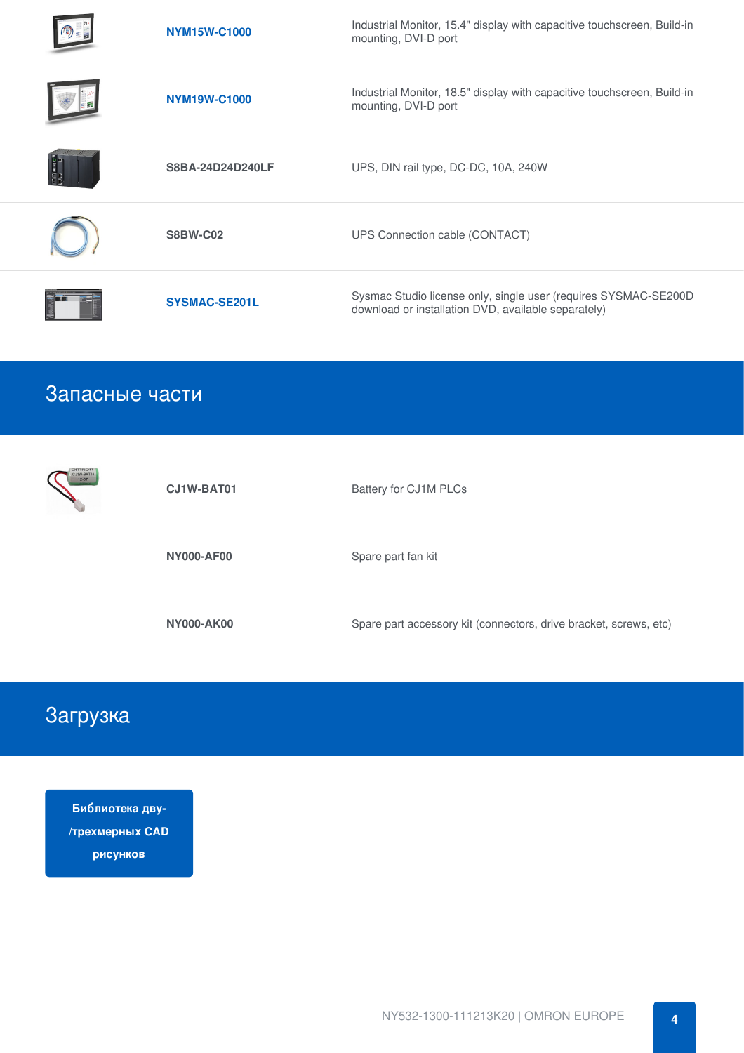| Model | Description |
| --- | --- |
| NYM15W-C1000 | Industrial Monitor, 15.4" display with capacitive touchscreen, Build-in mounting, DVI-D port |
| NYM19W-C1000 | Industrial Monitor, 18.5" display with capacitive touchscreen, Build-in mounting, DVI-D port |
| S8BA-24D24D240LF | UPS, DIN rail type, DC-DC, 10A, 240W |
| S8BW-C02 | UPS Connection cable (CONTACT) |
| SYSMAC-SE201L | Sysmac Studio license only, single user (requires SYSMAC-SE200D download or installation DVD, available separately) |

## Запасные части

| Model | Description |
| --- | --- |
| CJ1W-BAT01 | Battery for CJ1M PLCs |
| NY000-AF00 | Spare part fan kit |
| NY000-AK00 | Spare part accessory kit (connectors, drive bracket, screws, etc) |

## Загрузка

**Библиотека дву-/трехмерных CAD рисунков**

NY532-1300-111213K20 | OMRON EUROPE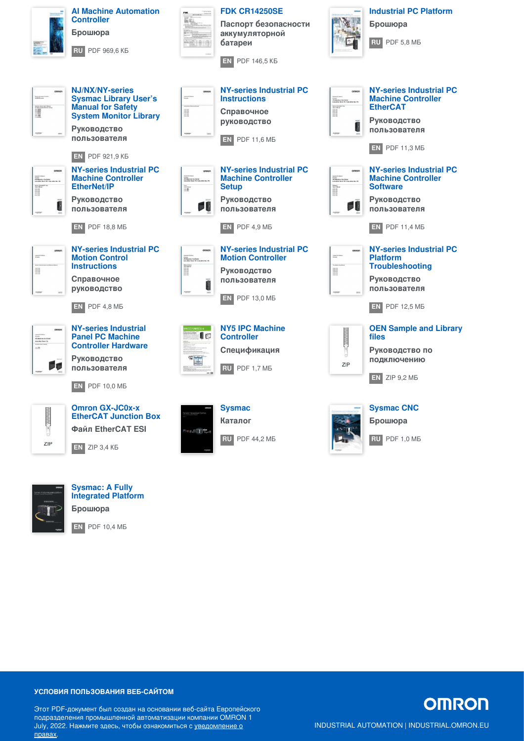**AI Machine Automation Controller**

Брошюра

RU PDF 969,6 КБ

**FDK CR14250SE**

Паспорт безопасности аккумуляторной батареи

EN PDF 146,5 КБ

**Industrial PC Platform**

Брошюра

RU PDF 5,8 МБ

**NJ/NX/NY-series Sysmac Library User's Manual for Safety System Monitor Library**

Руководство пользователя

EN PDF 921,9 КБ

**NY-series Industrial PC Instructions**

Справочное руководство

EN PDF 11,6 МБ

**NY-series Industrial PC Machine Controller EtherCAT**

Руководство пользователя

EN PDF 11,3 МБ

**NY-series Industrial PC Machine Controller EtherNet/IP**

Руководство пользователя

EN PDF 18,8 МБ

**NY-series Industrial PC Machine Controller Setup**

Руководство пользователя

EN PDF 4,9 МБ

**NY-series Industrial PC Machine Controller Software**

Руководство пользователя

EN PDF 11,4 МБ

**NY-series Industrial PC Motion Control Instructions**

Справочное руководство

EN PDF 4,8 МБ

**NY-series Industrial PC Motion Controller**

Руководство пользователя

EN PDF 13,0 МБ

**NY-series Industrial PC Platform Troubleshooting**

Руководство пользователя

EN PDF 12,5 МБ

**NY-series Industrial Panel PC Machine Controller Hardware**

Руководство пользователя

EN PDF 10,0 МБ

**NY5 IPC Machine Controller**

Спецификация

RU PDF 1,7 МБ

**OEN Sample and Library files**

Руководство по подключению

EN ZIP 9,2 МБ

**Omron GX-JC0x-x EtherCAT Junction Box**

Файл EtherCAT ESI

EN ZIP 3,4 КБ

**Sysmac**

Каталог

RU PDF 44,2 МБ

**Sysmac CNC**

Брошюра

RU PDF 1,0 МБ

**Sysmac: A Fully Integrated Platform**

Брошюра

EN PDF 10,4 МБ

**УСЛОВИЯ ПОЛЬЗОВАНИЯ ВЕБ-САЙТОМ**

Этот PDF-документ был создан на основании веб-сайта Европейского подразделения промышленной автоматизации компании OMRON 1 July, 2022. Нажмите здесь, чтобы ознакомиться с уведомление о правах.

OMRON

INDUSTRIAL AUTOMATION | INDUSTRIAL.OMRON.EU